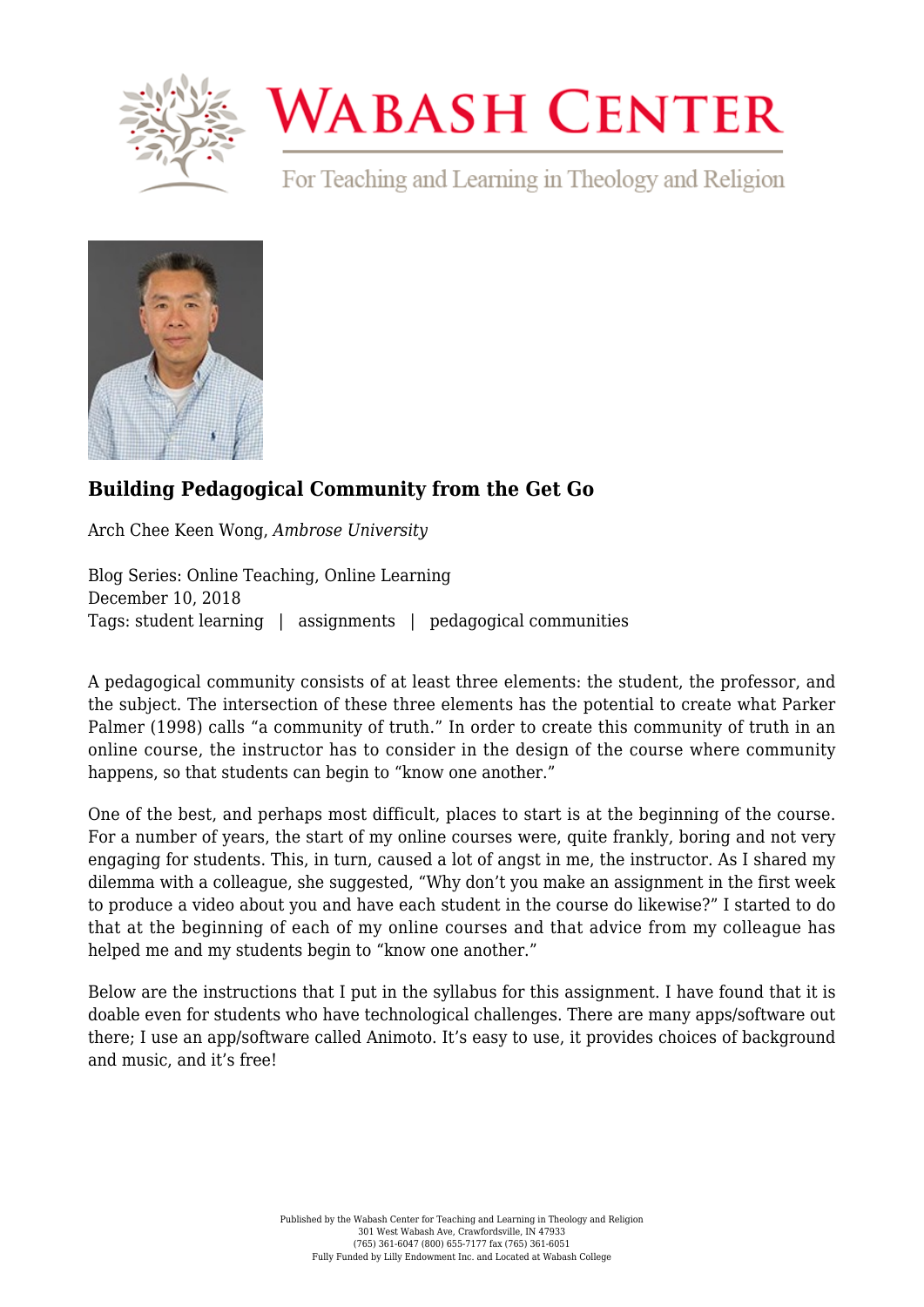# Building Pedagogical Community from the Get Go

Arch Chee Keen Wong, *Ambrose University*

Blog Series: Online Teaching, Online Learning
December 10, 2018
Tags: student learning | assignments | pedagogical communities

A pedagogical community consists of at least three elements: the student, the professor, and the subject. The intersection of these three elements has the potential to create what Parker Palmer (1998) calls "a community of truth." In order to create this community of truth in an online course, the instructor has to consider in the design of the course where community happens, so that students can begin to "know one another."

One of the best, and perhaps most difficult, places to start is at the beginning of the course. For a number of years, the start of my online courses were, quite frankly, boring and not very engaging for students. This, in turn, caused a lot of angst in me, the instructor. As I shared my dilemma with a colleague, she suggested, "Why don't you make an assignment in the first week to produce a video about you and have each student in the course do likewise?" I started to do that at the beginning of each of my online courses and that advice from my colleague has helped me and my students begin to "know one another."

Below are the instructions that I put in the syllabus for this assignment. I have found that it is doable even for students who have technological challenges. There are many apps/software out there; I use an app/software called Animoto. It's easy to use, it provides choices of background and music, and it's free!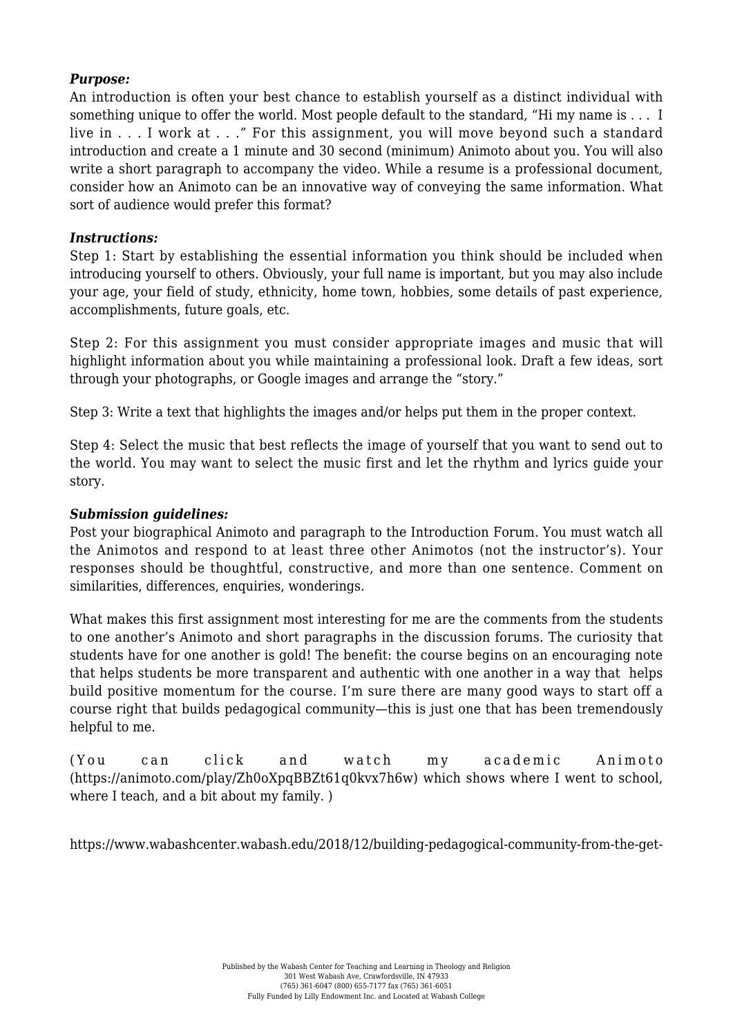***Purpose:***

An introduction is often your best chance to establish yourself as a distinct individual with something unique to offer the world. Most people default to the standard, "Hi my name is . . . I live in . . . I work at . . ." For this assignment, you will move beyond such a standard introduction and create a 1 minute and 30 second (minimum) Animoto about you. You will also write a short paragraph to accompany the video. While a resume is a professional document, consider how an Animoto can be an innovative way of conveying the same information. What sort of audience would prefer this format?

***Instructions:***

Step 1: Start by establishing the essential information you think should be included when introducing yourself to others. Obviously, your full name is important, but you may also include your age, your field of study, ethnicity, home town, hobbies, some details of past experience, accomplishments, future goals, etc.

Step 2: For this assignment you must consider appropriate images and music that will highlight information about you while maintaining a professional look. Draft a few ideas, sort through your photographs, or Google images and arrange the "story."

Step 3: Write a text that highlights the images and/or helps put them in the proper context.

Step 4: Select the music that best reflects the image of yourself that you want to send out to the world. You may want to select the music first and let the rhythm and lyrics guide your story.

***Submission guidelines:***

Post your biographical Animoto and paragraph to the Introduction Forum. You must watch all the Animotos and respond to at least three other Animotos (not the instructor's). Your responses should be thoughtful, constructive, and more than one sentence. Comment on similarities, differences, enquiries, wonderings.

What makes this first assignment most interesting for me are the comments from the students to one another's Animoto and short paragraphs in the discussion forums. The curiosity that students have for one another is gold! The benefit: the course begins on an encouraging note that helps students be more transparent and authentic with one another in a way that helps build positive momentum for the course. I'm sure there are many good ways to start off a course right that builds pedagogical community—this is just one that has been tremendously helpful to me.

(You can click and watch my academic Animoto (https://animoto.com/play/Zh0oXpqBBZt61q0kvx7h6w) which shows where I went to school, where I teach, and a bit about my family. )

https://www.wabashcenter.wabash.edu/2018/12/building-pedagogical-community-from-the-get-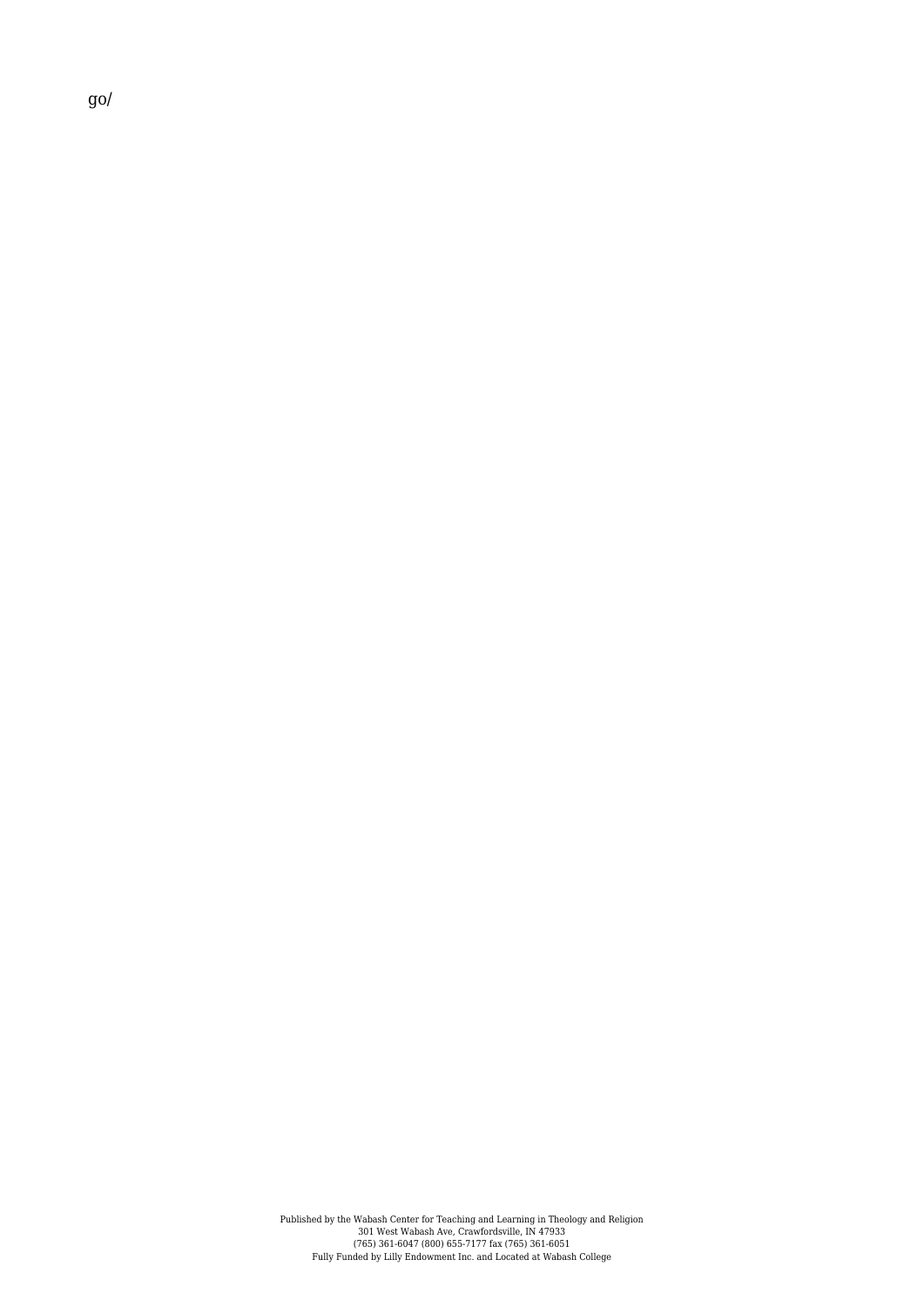go/

Published by the Wabash Center for Teaching and Learning in Theology and Religion
301 West Wabash Ave, Crawfordsville, IN 47933
(765) 361-6047 (800) 655-7177 fax (765) 361-6051
Fully Funded by Lilly Endowment Inc. and Located at Wabash College